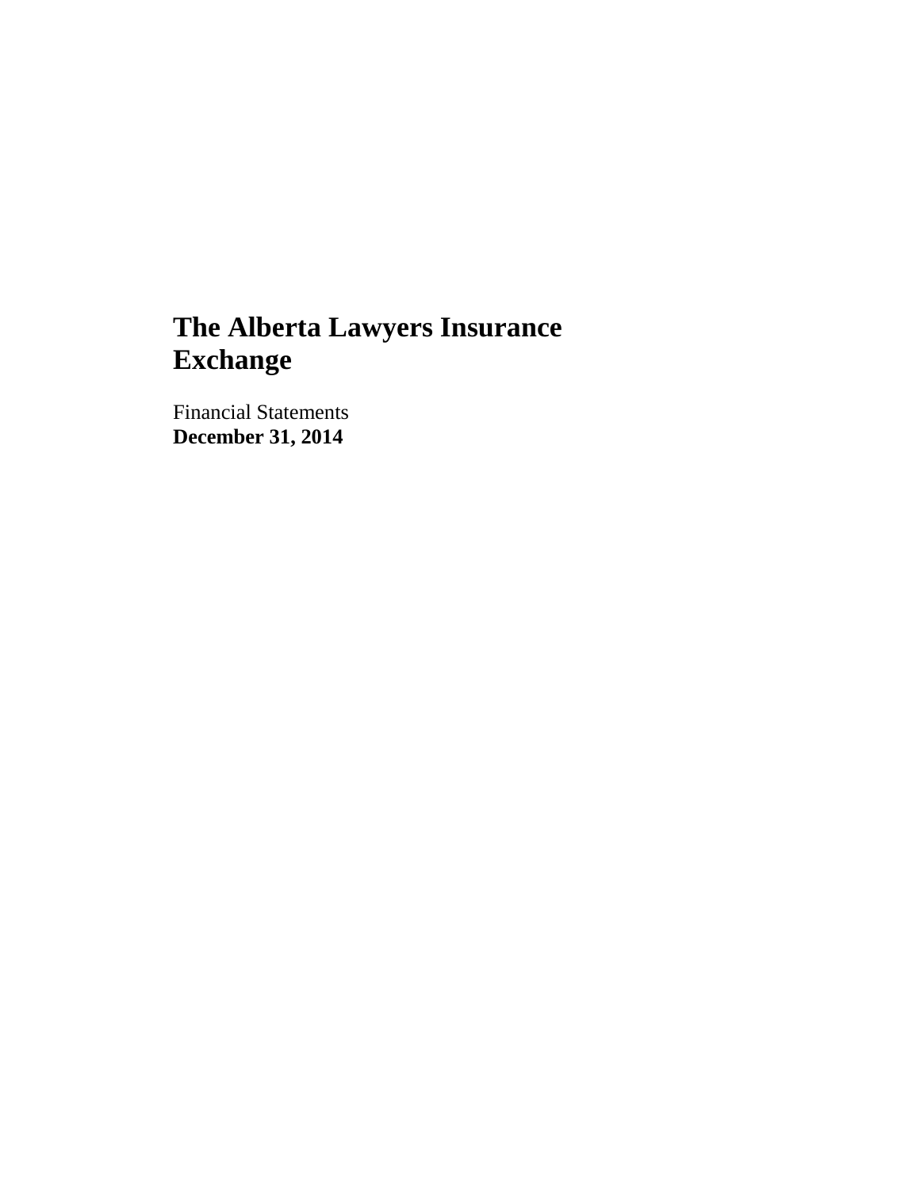# The Alberta Lawyers Insurance Exchange

Financial Statements
**December 31, 2014**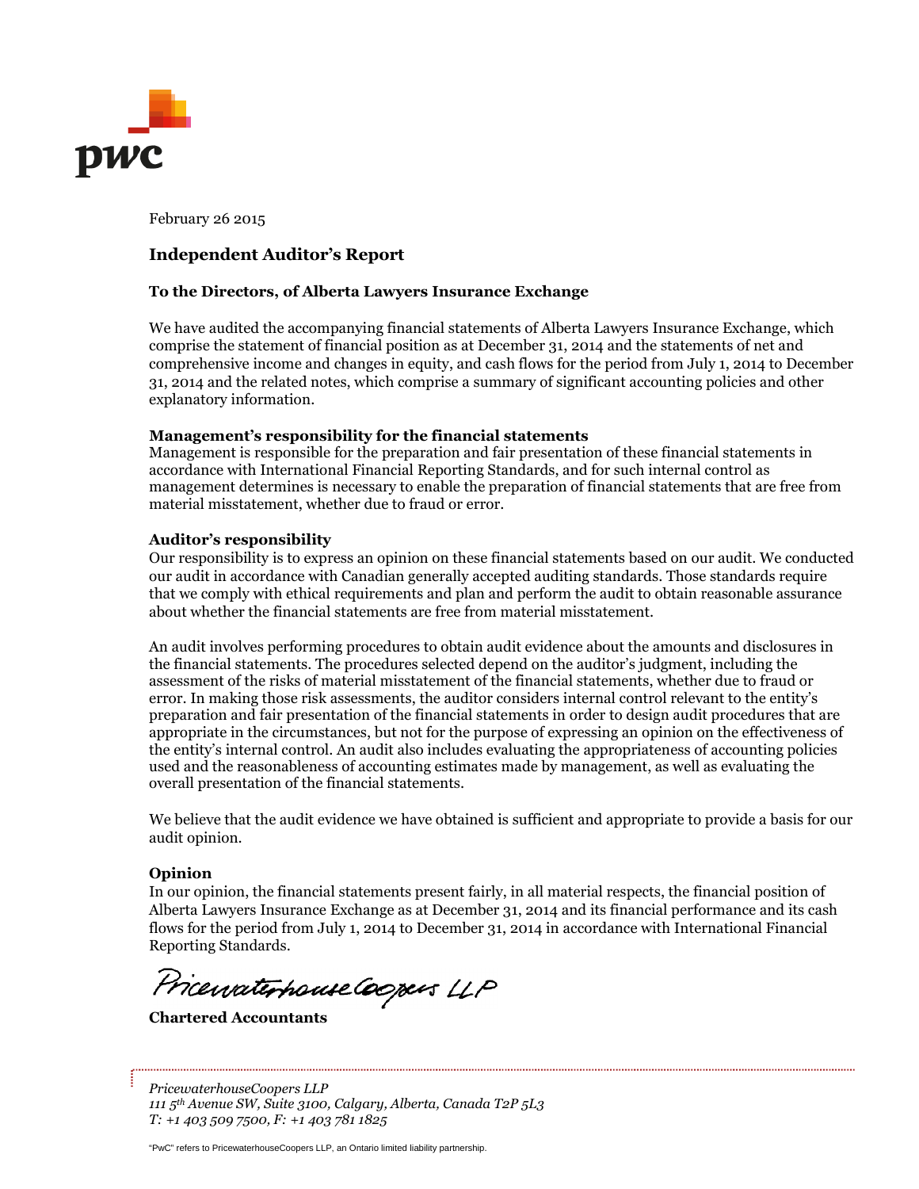February 26 2015

## Independent Auditor's Report

### To the Directors, of Alberta Lawyers Insurance Exchange

We have audited the accompanying financial statements of Alberta Lawyers Insurance Exchange, which comprise the statement of financial position as at December 31, 2014 and the statements of net and comprehensive income and changes in equity, and cash flows for the period from July 1, 2014 to December 31, 2014 and the related notes, which comprise a summary of significant accounting policies and other explanatory information.

**Management's responsibility for the financial statements**
Management is responsible for the preparation and fair presentation of these financial statements in accordance with International Financial Reporting Standards, and for such internal control as management determines is necessary to enable the preparation of financial statements that are free from material misstatement, whether due to fraud or error.

**Auditor's responsibility**
Our responsibility is to express an opinion on these financial statements based on our audit. We conducted our audit in accordance with Canadian generally accepted auditing standards. Those standards require that we comply with ethical requirements and plan and perform the audit to obtain reasonable assurance about whether the financial statements are free from material misstatement.

An audit involves performing procedures to obtain audit evidence about the amounts and disclosures in the financial statements. The procedures selected depend on the auditor's judgment, including the assessment of the risks of material misstatement of the financial statements, whether due to fraud or error. In making those risk assessments, the auditor considers internal control relevant to the entity's preparation and fair presentation of the financial statements in order to design audit procedures that are appropriate in the circumstances, but not for the purpose of expressing an opinion on the effectiveness of the entity's internal control. An audit also includes evaluating the appropriateness of accounting policies used and the reasonableness of accounting estimates made by management, as well as evaluating the overall presentation of the financial statements.

We believe that the audit evidence we have obtained is sufficient and appropriate to provide a basis for our audit opinion.

**Opinion**
In our opinion, the financial statements present fairly, in all material respects, the financial position of Alberta Lawyers Insurance Exchange as at December 31, 2014 and its financial performance and its cash flows for the period from July 1, 2014 to December 31, 2014 in accordance with International Financial Reporting Standards.

PricewaterhouseCoopers LLP

**Chartered Accountants**

*PricewaterhouseCoopers LLP*
*111 5th Avenue SW, Suite 3100, Calgary, Alberta, Canada T2P 5L3*
*T: +1 403 509 7500, F: +1 403 781 1825*

"PwC" refers to PricewaterhouseCoopers LLP, an Ontario limited liability partnership.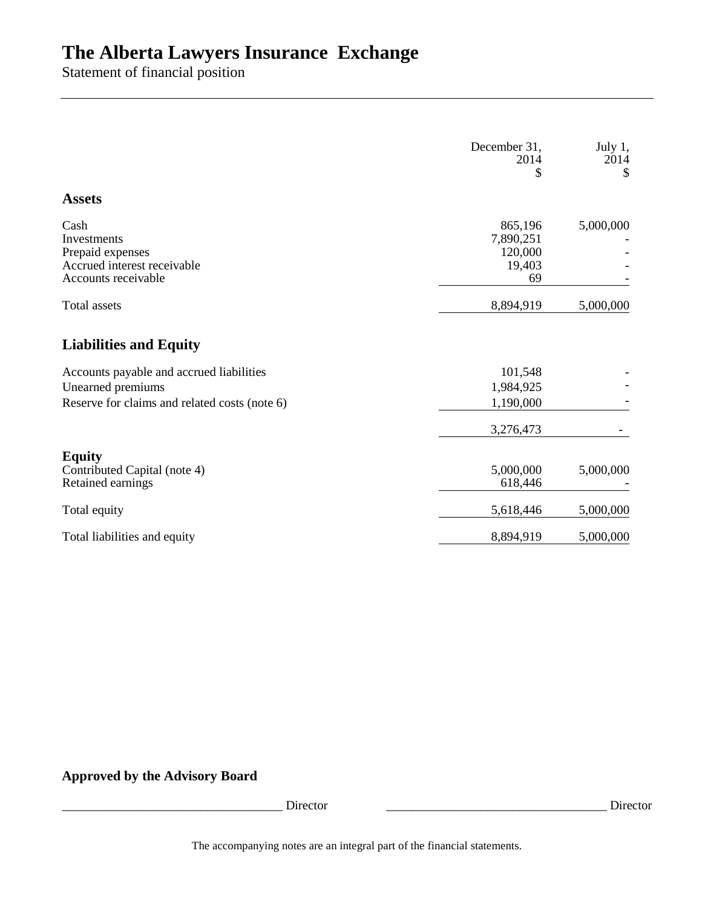# The Alberta Lawyers Insurance Exchange

Statement of financial position

| | December 31, 2014 $ | July 1, 2014 $ |
|---|---|---|
| **Assets** | | |
| Cash | 865,196 | 5,000,000 |
| Investments | 7,890,251 | - |
| Prepaid expenses | 120,000 | - |
| Accrued interest receivable | 19,403 | - |
| Accounts receivable | 69 | - |
| Total assets | 8,894,919 | 5,000,000 |
| **Liabilities and Equity** | | |
| Accounts payable and accrued liabilities | 101,548 | - |
| Unearned premiums | 1,984,925 | - |
| Reserve for claims and related costs (note 6) | 1,190,000 | - |
| | 3,276,473 | - |
| **Equity** | | |
| Contributed Capital (note 4) | 5,000,000 | 5,000,000 |
| Retained earnings | 618,446 | - |
| Total equity | 5,618,446 | 5,000,000 |
| Total liabilities and equity | 8,894,919 | 5,000,000 |

**Approved by the Advisory Board**

__________________________________ Director __________________________________ Director

The accompanying notes are an integral part of the financial statements.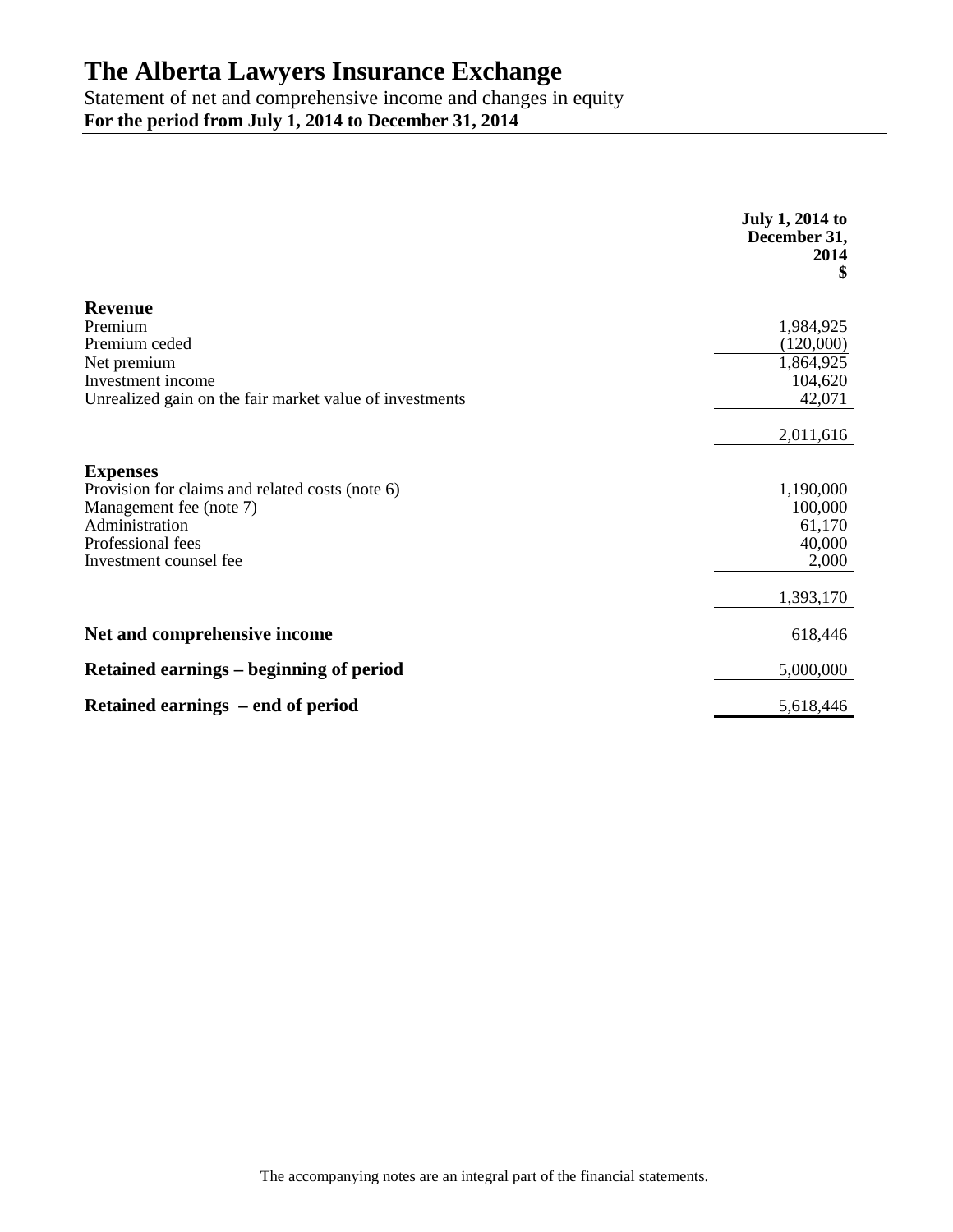# The Alberta Lawyers Insurance Exchange

Statement of net and comprehensive income and changes in equity

**For the period from July 1, 2014 to December 31, 2014**

| | **July 1, 2014 to December 31, 2014 $** |
|---|---|
| **Revenue** | |
| Premium | 1,984,925 |
| Premium ceded | (120,000) |
| Net premium | 1,864,925 |
| Investment income | 104,620 |
| Unrealized gain on the fair market value of investments | 42,071 |
| | 2,011,616 |
| **Expenses** | |
| Provision for claims and related costs (note 6) | 1,190,000 |
| Management fee (note 7) | 100,000 |
| Administration | 61,170 |
| Professional fees | 40,000 |
| Investment counsel fee | 2,000 |
| | 1,393,170 |
| **Net and comprehensive income** | 618,446 |
| **Retained earnings – beginning of period** | 5,000,000 |
| **Retained earnings – end of period** | 5,618,446 |

The accompanying notes are an integral part of the financial statements.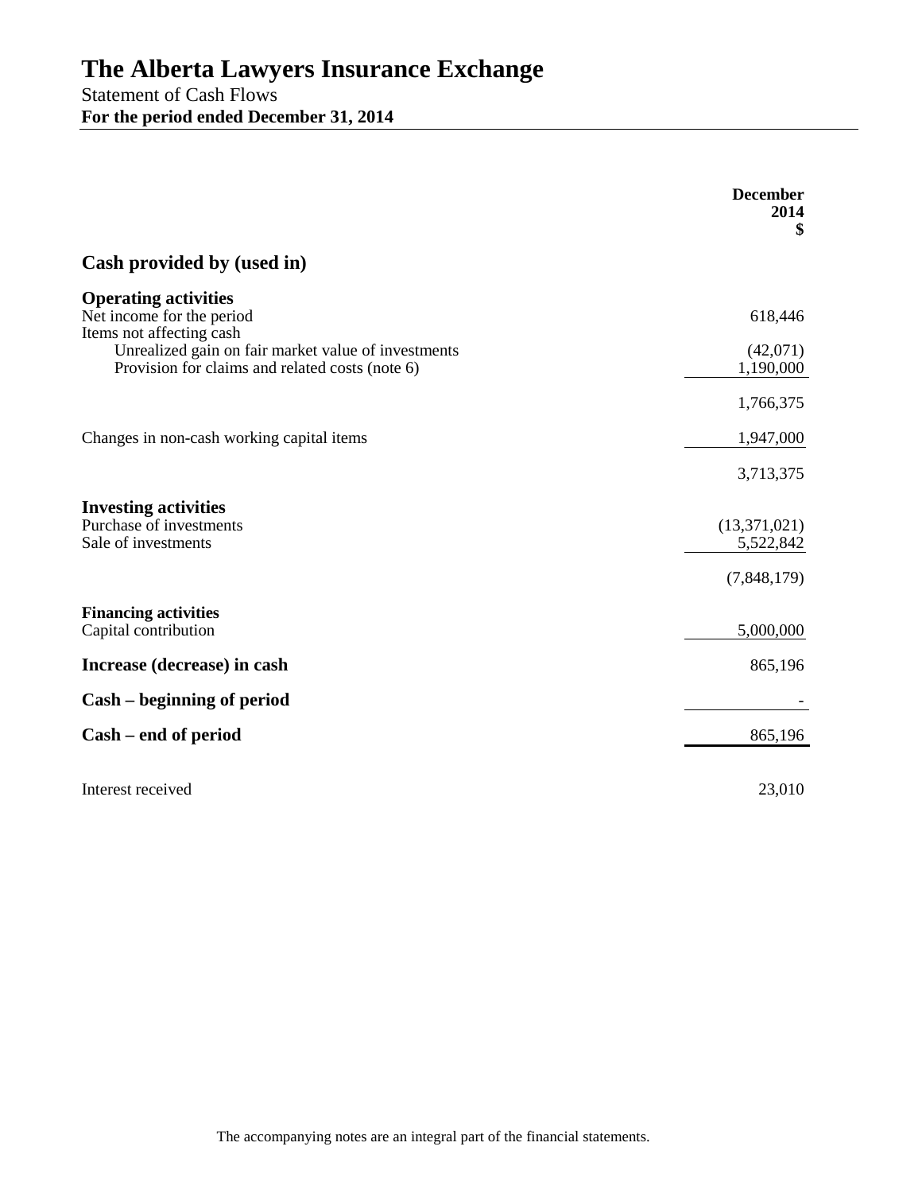# The Alberta Lawyers Insurance Exchange

Statement of Cash Flows

**For the period ended December 31, 2014**

| | **December 2014 $** |
|---|---|
| **Cash provided by (used in)** | |
| **Operating activities** | |
| Net income for the period | 618,446 |
| Items not affecting cash | |
| Unrealized gain on fair market value of investments | (42,071) |
| Provision for claims and related costs (note 6) | 1,190,000 |
| | 1,766,375 |
| Changes in non-cash working capital items | 1,947,000 |
| | 3,713,375 |
| **Investing activities** | |
| Purchase of investments | (13,371,021) |
| Sale of investments | 5,522,842 |
| | (7,848,179) |
| **Financing activities** | |
| Capital contribution | 5,000,000 |
| **Increase (decrease) in cash** | 865,196 |
| **Cash – beginning of period** | - |
| **Cash – end of period** | 865,196 |
| Interest received | 23,010 |

The accompanying notes are an integral part of the financial statements.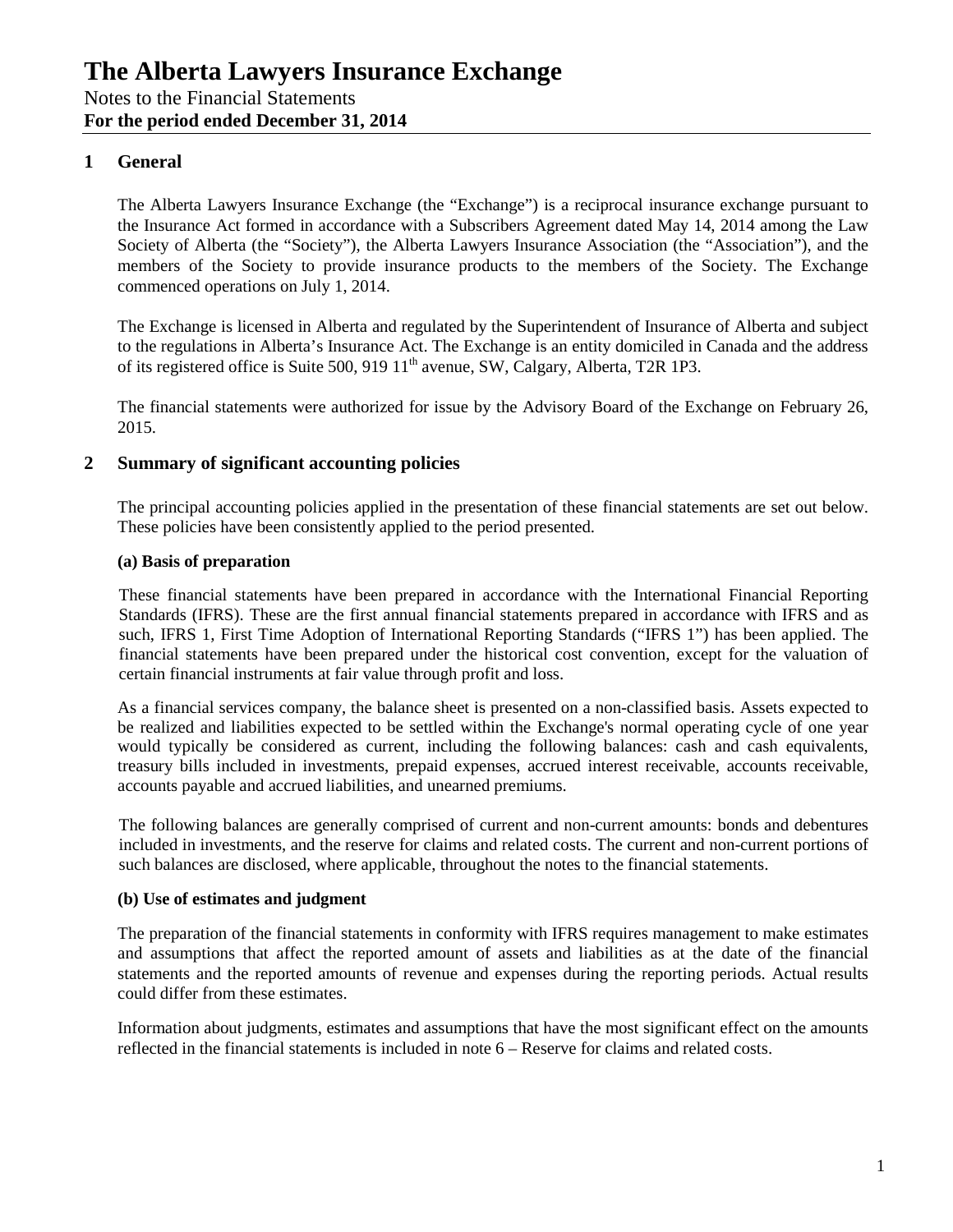# The Alberta Lawyers Insurance Exchange

Notes to the Financial Statements

**For the period ended December 31, 2014**

## 1 General

The Alberta Lawyers Insurance Exchange (the "Exchange") is a reciprocal insurance exchange pursuant to the Insurance Act formed in accordance with a Subscribers Agreement dated May 14, 2014 among the Law Society of Alberta (the "Society"), the Alberta Lawyers Insurance Association (the "Association"), and the members of the Society to provide insurance products to the members of the Society. The Exchange commenced operations on July 1, 2014.

The Exchange is licensed in Alberta and regulated by the Superintendent of Insurance of Alberta and subject to the regulations in Alberta's Insurance Act. The Exchange is an entity domiciled in Canada and the address of its registered office is Suite 500, 919 11th avenue, SW, Calgary, Alberta, T2R 1P3.

The financial statements were authorized for issue by the Advisory Board of the Exchange on February 26, 2015.

## 2 Summary of significant accounting policies

The principal accounting policies applied in the presentation of these financial statements are set out below. These policies have been consistently applied to the period presented.

### (a) Basis of preparation

These financial statements have been prepared in accordance with the International Financial Reporting Standards (IFRS). These are the first annual financial statements prepared in accordance with IFRS and as such, IFRS 1, First Time Adoption of International Reporting Standards ("IFRS 1") has been applied. The financial statements have been prepared under the historical cost convention, except for the valuation of certain financial instruments at fair value through profit and loss.

As a financial services company, the balance sheet is presented on a non-classified basis. Assets expected to be realized and liabilities expected to be settled within the Exchange's normal operating cycle of one year would typically be considered as current, including the following balances: cash and cash equivalents, treasury bills included in investments, prepaid expenses, accrued interest receivable, accounts receivable, accounts payable and accrued liabilities, and unearned premiums.

The following balances are generally comprised of current and non-current amounts: bonds and debentures included in investments, and the reserve for claims and related costs. The current and non-current portions of such balances are disclosed, where applicable, throughout the notes to the financial statements.

### (b) Use of estimates and judgment

The preparation of the financial statements in conformity with IFRS requires management to make estimates and assumptions that affect the reported amount of assets and liabilities as at the date of the financial statements and the reported amounts of revenue and expenses during the reporting periods. Actual results could differ from these estimates.

Information about judgments, estimates and assumptions that have the most significant effect on the amounts reflected in the financial statements is included in note 6 – Reserve for claims and related costs.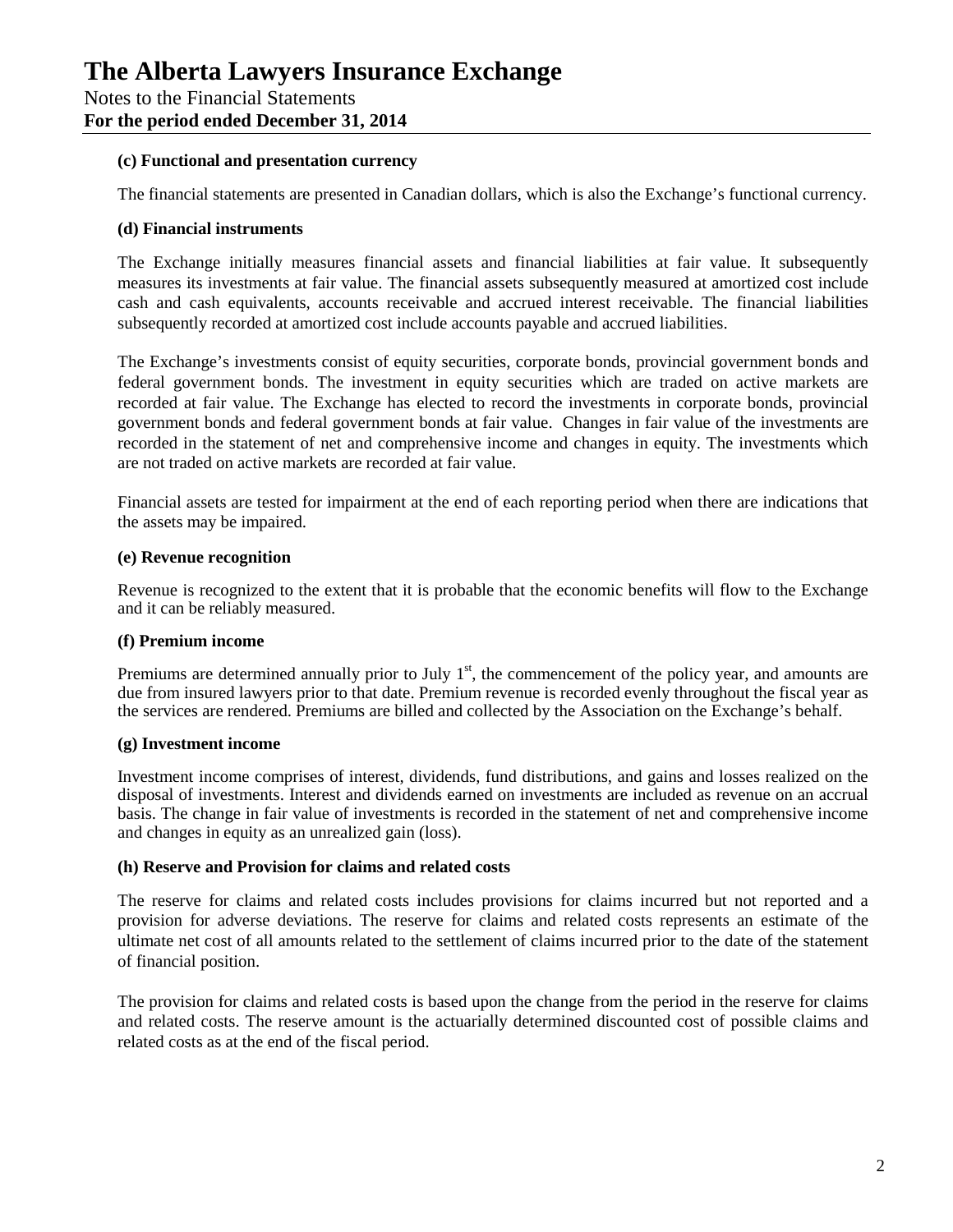#### (c) Functional and presentation currency

The financial statements are presented in Canadian dollars, which is also the Exchange's functional currency.

#### (d) Financial instruments

The Exchange initially measures financial assets and financial liabilities at fair value. It subsequently measures its investments at fair value. The financial assets subsequently measured at amortized cost include cash and cash equivalents, accounts receivable and accrued interest receivable. The financial liabilities subsequently recorded at amortized cost include accounts payable and accrued liabilities.

The Exchange's investments consist of equity securities, corporate bonds, provincial government bonds and federal government bonds. The investment in equity securities which are traded on active markets are recorded at fair value. The Exchange has elected to record the investments in corporate bonds, provincial government bonds and federal government bonds at fair value. Changes in fair value of the investments are recorded in the statement of net and comprehensive income and changes in equity. The investments which are not traded on active markets are recorded at fair value.

Financial assets are tested for impairment at the end of each reporting period when there are indications that the assets may be impaired.

#### (e) Revenue recognition

Revenue is recognized to the extent that it is probable that the economic benefits will flow to the Exchange and it can be reliably measured.

#### (f) Premium income

Premiums are determined annually prior to July 1st, the commencement of the policy year, and amounts are due from insured lawyers prior to that date. Premium revenue is recorded evenly throughout the fiscal year as the services are rendered. Premiums are billed and collected by the Association on the Exchange's behalf.

#### (g) Investment income

Investment income comprises of interest, dividends, fund distributions, and gains and losses realized on the disposal of investments. Interest and dividends earned on investments are included as revenue on an accrual basis. The change in fair value of investments is recorded in the statement of net and comprehensive income and changes in equity as an unrealized gain (loss).

#### (h) Reserve and Provision for claims and related costs

The reserve for claims and related costs includes provisions for claims incurred but not reported and a provision for adverse deviations. The reserve for claims and related costs represents an estimate of the ultimate net cost of all amounts related to the settlement of claims incurred prior to the date of the statement of financial position.

The provision for claims and related costs is based upon the change from the period in the reserve for claims and related costs. The reserve amount is the actuarially determined discounted cost of possible claims and related costs as at the end of the fiscal period.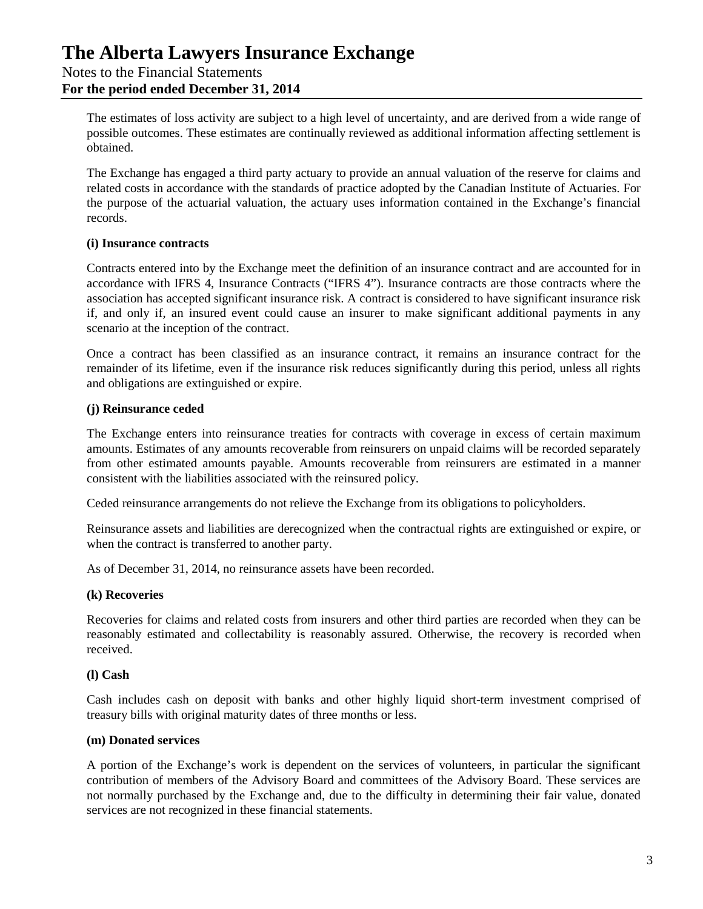The estimates of loss activity are subject to a high level of uncertainty, and are derived from a wide range of possible outcomes. These estimates are continually reviewed as additional information affecting settlement is obtained.

The Exchange has engaged a third party actuary to provide an annual valuation of the reserve for claims and related costs in accordance with the standards of practice adopted by the Canadian Institute of Actuaries. For the purpose of the actuarial valuation, the actuary uses information contained in the Exchange's financial records.

**(i) Insurance contracts**

Contracts entered into by the Exchange meet the definition of an insurance contract and are accounted for in accordance with IFRS 4, Insurance Contracts ("IFRS 4"). Insurance contracts are those contracts where the association has accepted significant insurance risk. A contract is considered to have significant insurance risk if, and only if, an insured event could cause an insurer to make significant additional payments in any scenario at the inception of the contract.

Once a contract has been classified as an insurance contract, it remains an insurance contract for the remainder of its lifetime, even if the insurance risk reduces significantly during this period, unless all rights and obligations are extinguished or expire.

**(j) Reinsurance ceded**

The Exchange enters into reinsurance treaties for contracts with coverage in excess of certain maximum amounts. Estimates of any amounts recoverable from reinsurers on unpaid claims will be recorded separately from other estimated amounts payable. Amounts recoverable from reinsurers are estimated in a manner consistent with the liabilities associated with the reinsured policy.

Ceded reinsurance arrangements do not relieve the Exchange from its obligations to policyholders.

Reinsurance assets and liabilities are derecognized when the contractual rights are extinguished or expire, or when the contract is transferred to another party.

As of December 31, 2014, no reinsurance assets have been recorded.

**(k) Recoveries**

Recoveries for claims and related costs from insurers and other third parties are recorded when they can be reasonably estimated and collectability is reasonably assured. Otherwise, the recovery is recorded when received.

**(l) Cash**

Cash includes cash on deposit with banks and other highly liquid short-term investment comprised of treasury bills with original maturity dates of three months or less.

**(m) Donated services**

A portion of the Exchange's work is dependent on the services of volunteers, in particular the significant contribution of members of the Advisory Board and committees of the Advisory Board. These services are not normally purchased by the Exchange and, due to the difficulty in determining their fair value, donated services are not recognized in these financial statements.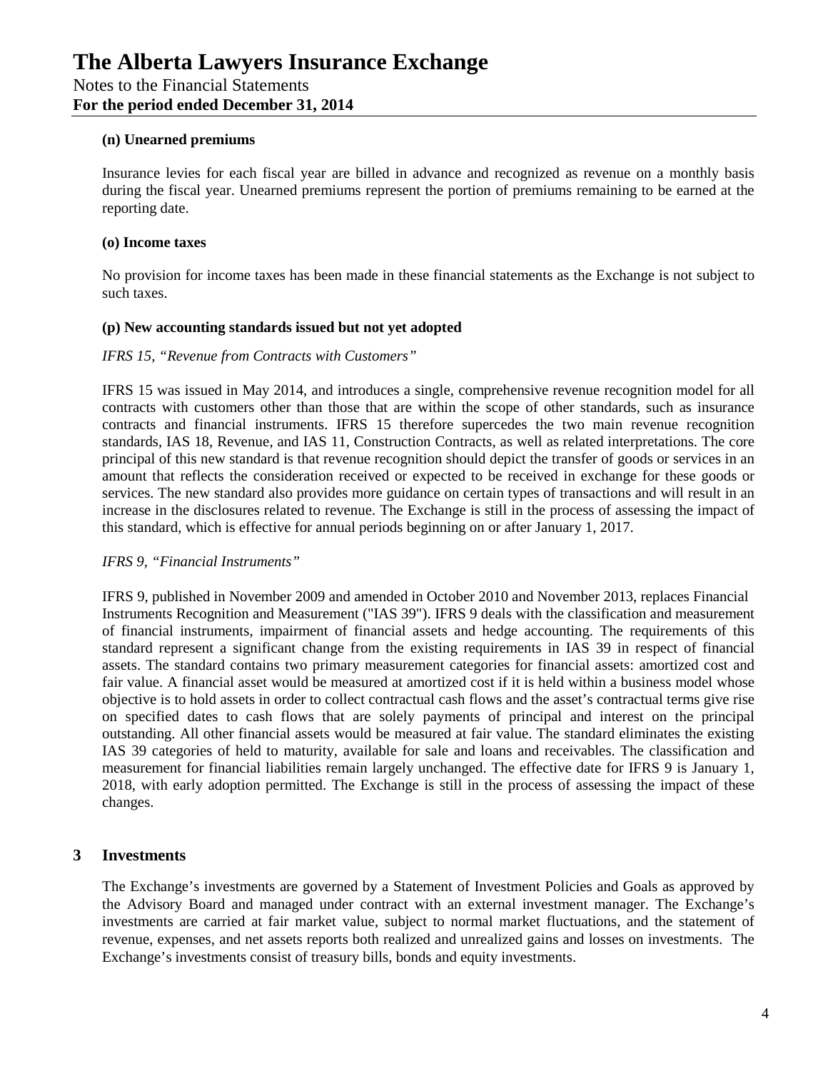#### (n) Unearned premiums

Insurance levies for each fiscal year are billed in advance and recognized as revenue on a monthly basis during the fiscal year. Unearned premiums represent the portion of premiums remaining to be earned at the reporting date.

#### (o) Income taxes

No provision for income taxes has been made in these financial statements as the Exchange is not subject to such taxes.

#### (p) New accounting standards issued but not yet adopted

*IFRS 15, "Revenue from Contracts with Customers"*

IFRS 15 was issued in May 2014, and introduces a single, comprehensive revenue recognition model for all contracts with customers other than those that are within the scope of other standards, such as insurance contracts and financial instruments. IFRS 15 therefore supercedes the two main revenue recognition standards, IAS 18, Revenue, and IAS 11, Construction Contracts, as well as related interpretations. The core principal of this new standard is that revenue recognition should depict the transfer of goods or services in an amount that reflects the consideration received or expected to be received in exchange for these goods or services. The new standard also provides more guidance on certain types of transactions and will result in an increase in the disclosures related to revenue. The Exchange is still in the process of assessing the impact of this standard, which is effective for annual periods beginning on or after January 1, 2017.

*IFRS 9, "Financial Instruments"*

IFRS 9, published in November 2009 and amended in October 2010 and November 2013, replaces Financial Instruments Recognition and Measurement ("IAS 39"). IFRS 9 deals with the classification and measurement of financial instruments, impairment of financial assets and hedge accounting. The requirements of this standard represent a significant change from the existing requirements in IAS 39 in respect of financial assets. The standard contains two primary measurement categories for financial assets: amortized cost and fair value. A financial asset would be measured at amortized cost if it is held within a business model whose objective is to hold assets in order to collect contractual cash flows and the asset's contractual terms give rise on specified dates to cash flows that are solely payments of principal and interest on the principal outstanding. All other financial assets would be measured at fair value. The standard eliminates the existing IAS 39 categories of held to maturity, available for sale and loans and receivables. The classification and measurement for financial liabilities remain largely unchanged. The effective date for IFRS 9 is January 1, 2018, with early adoption permitted. The Exchange is still in the process of assessing the impact of these changes.

## 3 Investments

The Exchange's investments are governed by a Statement of Investment Policies and Goals as approved by the Advisory Board and managed under contract with an external investment manager. The Exchange's investments are carried at fair market value, subject to normal market fluctuations, and the statement of revenue, expenses, and net assets reports both realized and unrealized gains and losses on investments. The Exchange's investments consist of treasury bills, bonds and equity investments.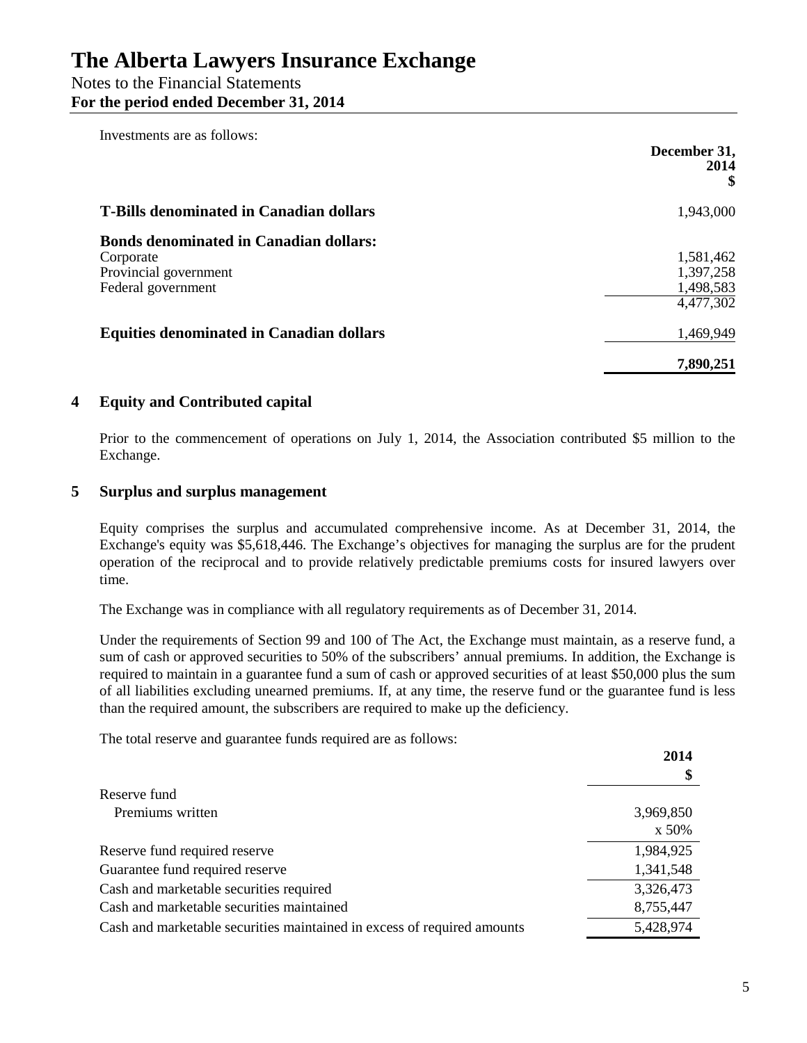Investments are as follows:

| | December 31, 2014 $ |
|---|---|
| **T-Bills denominated in Canadian dollars** | 1,943,000 |
| **Bonds denominated in Canadian dollars:** | |
| Corporate | 1,581,462 |
| Provincial government | 1,397,258 |
| Federal government | 1,498,583 |
| | 4,477,302 |
| **Equities denominated in Canadian dollars** | 1,469,949 |
| | **7,890,251** |

## 4 Equity and Contributed capital

Prior to the commencement of operations on July 1, 2014, the Association contributed \$5 million to the Exchange.

## 5 Surplus and surplus management

Equity comprises the surplus and accumulated comprehensive income. As at December 31, 2014, the Exchange's equity was \$5,618,446. The Exchange's objectives for managing the surplus are for the prudent operation of the reciprocal and to provide relatively predictable premiums costs for insured lawyers over time.

The Exchange was in compliance with all regulatory requirements as of December 31, 2014.

Under the requirements of Section 99 and 100 of The Act, the Exchange must maintain, as a reserve fund, a sum of cash or approved securities to 50% of the subscribers' annual premiums. In addition, the Exchange is required to maintain in a guarantee fund a sum of cash or approved securities of at least \$50,000 plus the sum of all liabilities excluding unearned premiums. If, at any time, the reserve fund or the guarantee fund is less than the required amount, the subscribers are required to make up the deficiency.

The total reserve and guarantee funds required are as follows:

| | 2014 $ |
|---|---|
| Reserve fund | |
| Premiums written | 3,969,850 |
| | x 50% |
| Reserve fund required reserve | 1,984,925 |
| Guarantee fund required reserve | 1,341,548 |
| Cash and marketable securities required | 3,326,473 |
| Cash and marketable securities maintained | 8,755,447 |
| Cash and marketable securities maintained in excess of required amounts | 5,428,974 |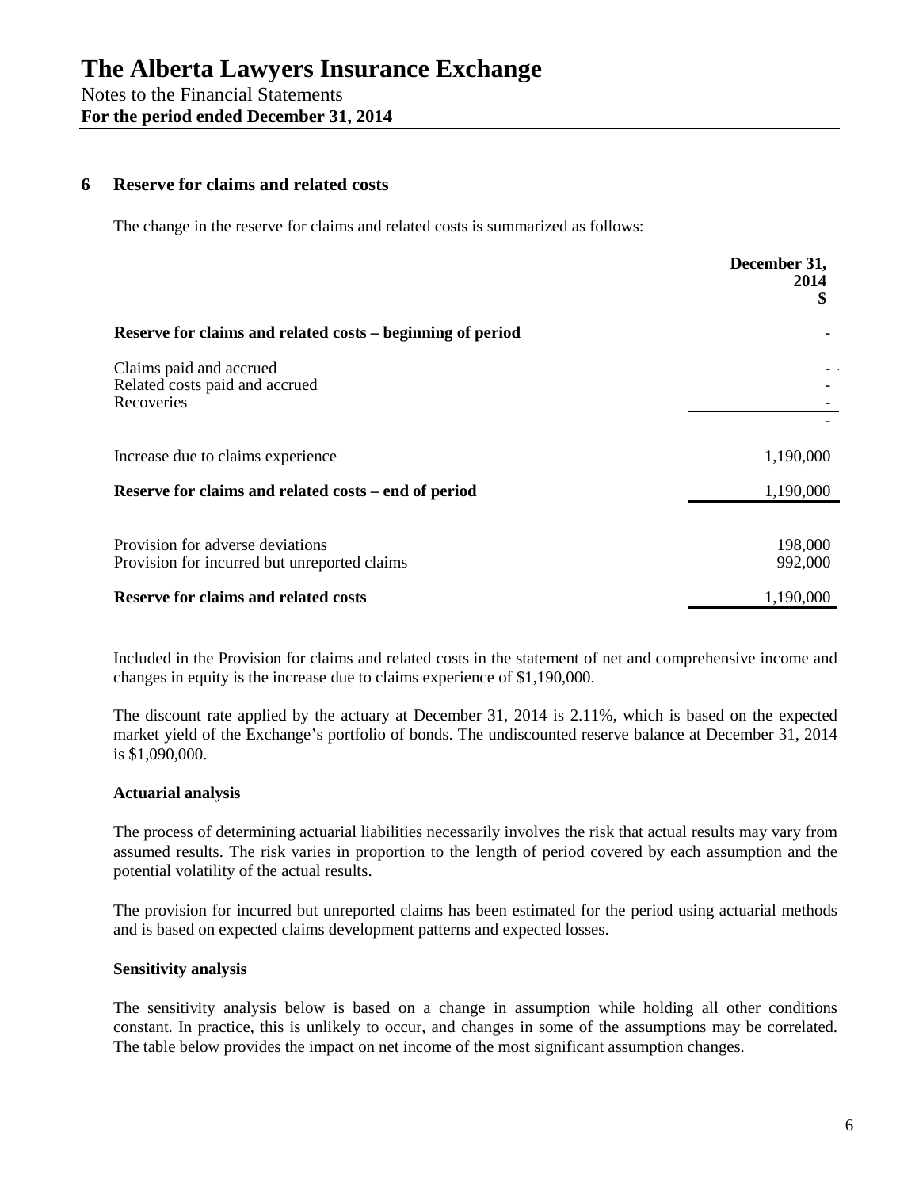## 6 Reserve for claims and related costs

The change in the reserve for claims and related costs is summarized as follows:

| | December 31, 2014 $ |
|---|---|
| **Reserve for claims and related costs – beginning of period** | - |
| Claims paid and accrued | - |
| Related costs paid and accrued | - |
| Recoveries | - |
| | - |
| Increase due to claims experience | 1,190,000 |
| **Reserve for claims and related costs – end of period** | 1,190,000 |
| Provision for adverse deviations | 198,000 |
| Provision for incurred but unreported claims | 992,000 |
| **Reserve for claims and related costs** | 1,190,000 |

Included in the Provision for claims and related costs in the statement of net and comprehensive income and changes in equity is the increase due to claims experience of $1,190,000.

The discount rate applied by the actuary at December 31, 2014 is 2.11%, which is based on the expected market yield of the Exchange's portfolio of bonds. The undiscounted reserve balance at December 31, 2014 is $1,090,000.

**Actuarial analysis**

The process of determining actuarial liabilities necessarily involves the risk that actual results may vary from assumed results. The risk varies in proportion to the length of period covered by each assumption and the potential volatility of the actual results.

The provision for incurred but unreported claims has been estimated for the period using actuarial methods and is based on expected claims development patterns and expected losses.

**Sensitivity analysis**

The sensitivity analysis below is based on a change in assumption while holding all other conditions constant. In practice, this is unlikely to occur, and changes in some of the assumptions may be correlated. The table below provides the impact on net income of the most significant assumption changes.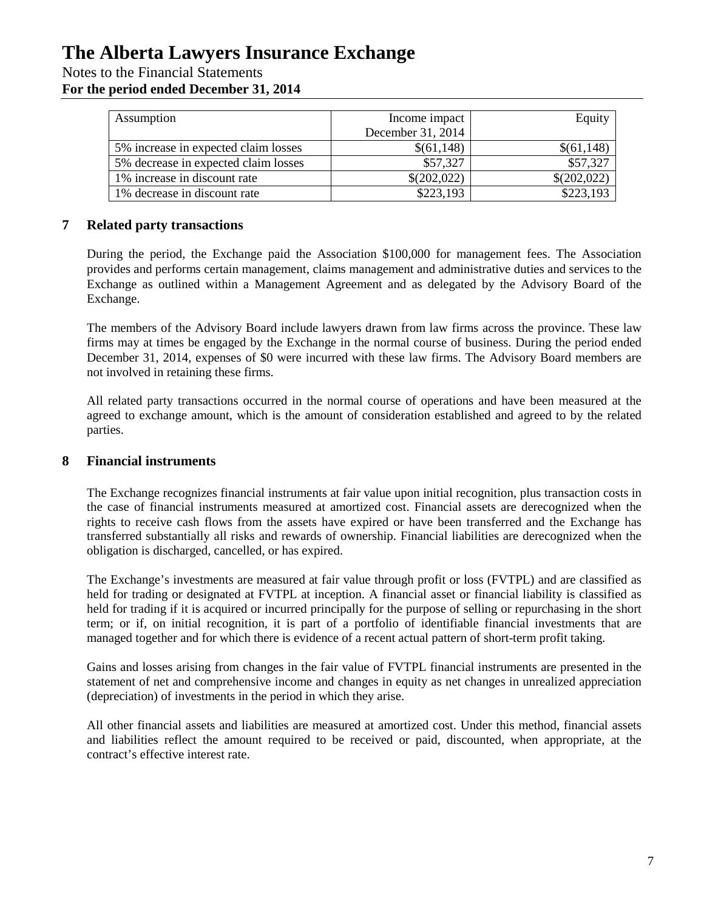| Assumption | Income impact December 31, 2014 | Equity |
|---|---|---|
| 5% increase in expected claim losses | $(61,148) | $(61,148) |
| 5% decrease in expected claim losses | $57,327 | $57,327 |
| 1% increase in discount rate | $(202,022) | $(202,022) |
| 1% decrease in discount rate | $223,193 | $223,193 |

## 7 Related party transactions

During the period, the Exchange paid the Association $100,000 for management fees. The Association provides and performs certain management, claims management and administrative duties and services to the Exchange as outlined within a Management Agreement and as delegated by the Advisory Board of the Exchange.

The members of the Advisory Board include lawyers drawn from law firms across the province. These law firms may at times be engaged by the Exchange in the normal course of business. During the period ended December 31, 2014, expenses of $0 were incurred with these law firms. The Advisory Board members are not involved in retaining these firms.

All related party transactions occurred in the normal course of operations and have been measured at the agreed to exchange amount, which is the amount of consideration established and agreed to by the related parties.

## 8 Financial instruments

The Exchange recognizes financial instruments at fair value upon initial recognition, plus transaction costs in the case of financial instruments measured at amortized cost. Financial assets are derecognized when the rights to receive cash flows from the assets have expired or have been transferred and the Exchange has transferred substantially all risks and rewards of ownership. Financial liabilities are derecognized when the obligation is discharged, cancelled, or has expired.

The Exchange's investments are measured at fair value through profit or loss (FVTPL) and are classified as held for trading or designated at FVTPL at inception. A financial asset or financial liability is classified as held for trading if it is acquired or incurred principally for the purpose of selling or repurchasing in the short term; or if, on initial recognition, it is part of a portfolio of identifiable financial investments that are managed together and for which there is evidence of a recent actual pattern of short-term profit taking.

Gains and losses arising from changes in the fair value of FVTPL financial instruments are presented in the statement of net and comprehensive income and changes in equity as net changes in unrealized appreciation (depreciation) of investments in the period in which they arise.

All other financial assets and liabilities are measured at amortized cost. Under this method, financial assets and liabilities reflect the amount required to be received or paid, discounted, when appropriate, at the contract's effective interest rate.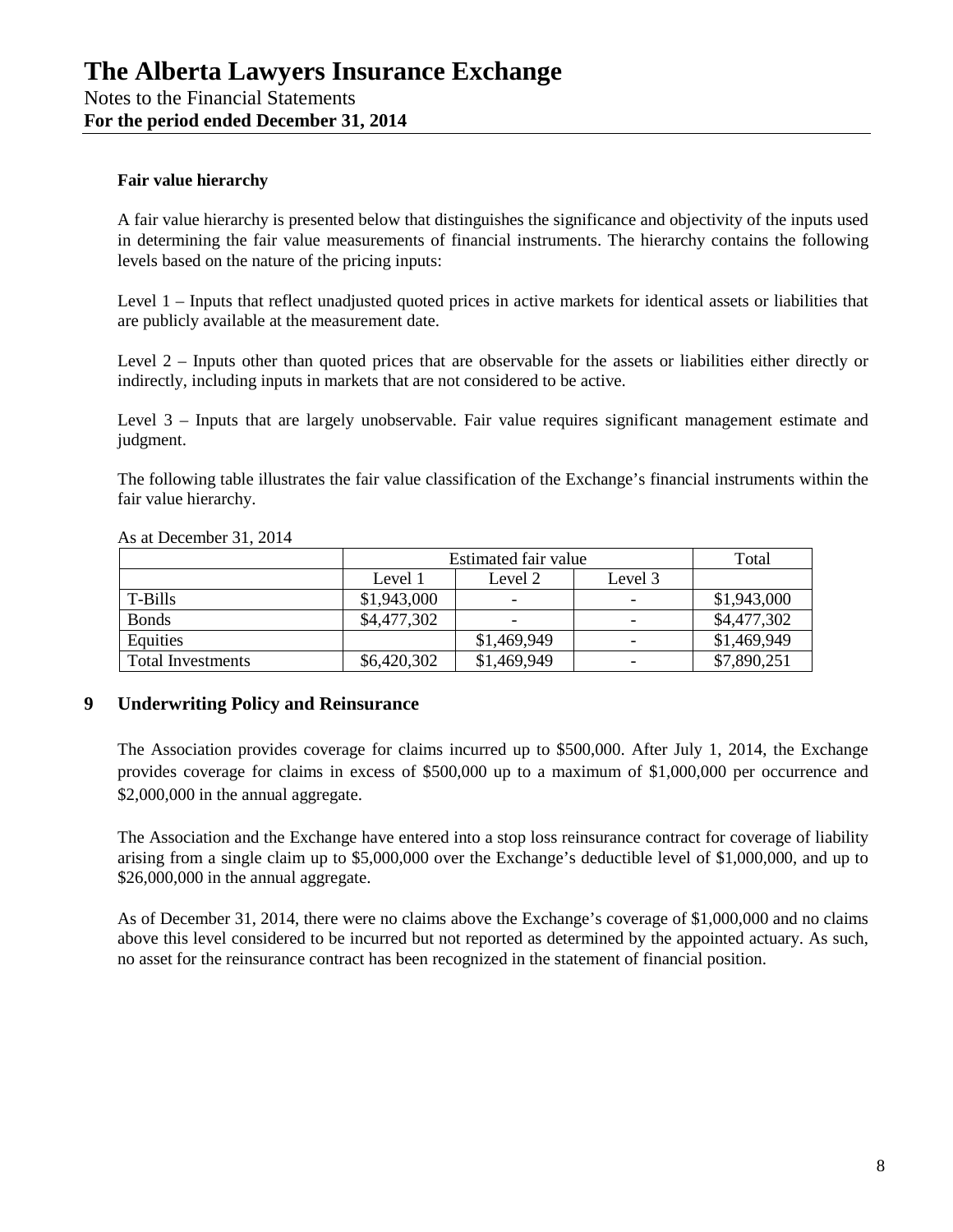#### Fair value hierarchy

A fair value hierarchy is presented below that distinguishes the significance and objectivity of the inputs used in determining the fair value measurements of financial instruments. The hierarchy contains the following levels based on the nature of the pricing inputs:

Level 1 – Inputs that reflect unadjusted quoted prices in active markets for identical assets or liabilities that are publicly available at the measurement date.

Level 2 – Inputs other than quoted prices that are observable for the assets or liabilities either directly or indirectly, including inputs in markets that are not considered to be active.

Level 3 – Inputs that are largely unobservable. Fair value requires significant management estimate and judgment.

The following table illustrates the fair value classification of the Exchange's financial instruments within the fair value hierarchy.

As at December 31, 2014

| | Estimated fair value | | | Total |
|---|---|---|---|---|
| | Level 1 | Level 2 | Level 3 | |
| T-Bills | $1,943,000 | - | - | $1,943,000 |
| Bonds | $4,477,302 | - | - | $4,477,302 |
| Equities | | $1,469,949 | - | $1,469,949 |
| Total Investments | $6,420,302 | $1,469,949 | - | $7,890,251 |

## 9 Underwriting Policy and Reinsurance

The Association provides coverage for claims incurred up to $500,000. After July 1, 2014, the Exchange provides coverage for claims in excess of $500,000 up to a maximum of $1,000,000 per occurrence and $2,000,000 in the annual aggregate.

The Association and the Exchange have entered into a stop loss reinsurance contract for coverage of liability arising from a single claim up to $5,000,000 over the Exchange's deductible level of $1,000,000, and up to $26,000,000 in the annual aggregate.

As of December 31, 2014, there were no claims above the Exchange's coverage of $1,000,000 and no claims above this level considered to be incurred but not reported as determined by the appointed actuary. As such, no asset for the reinsurance contract has been recognized in the statement of financial position.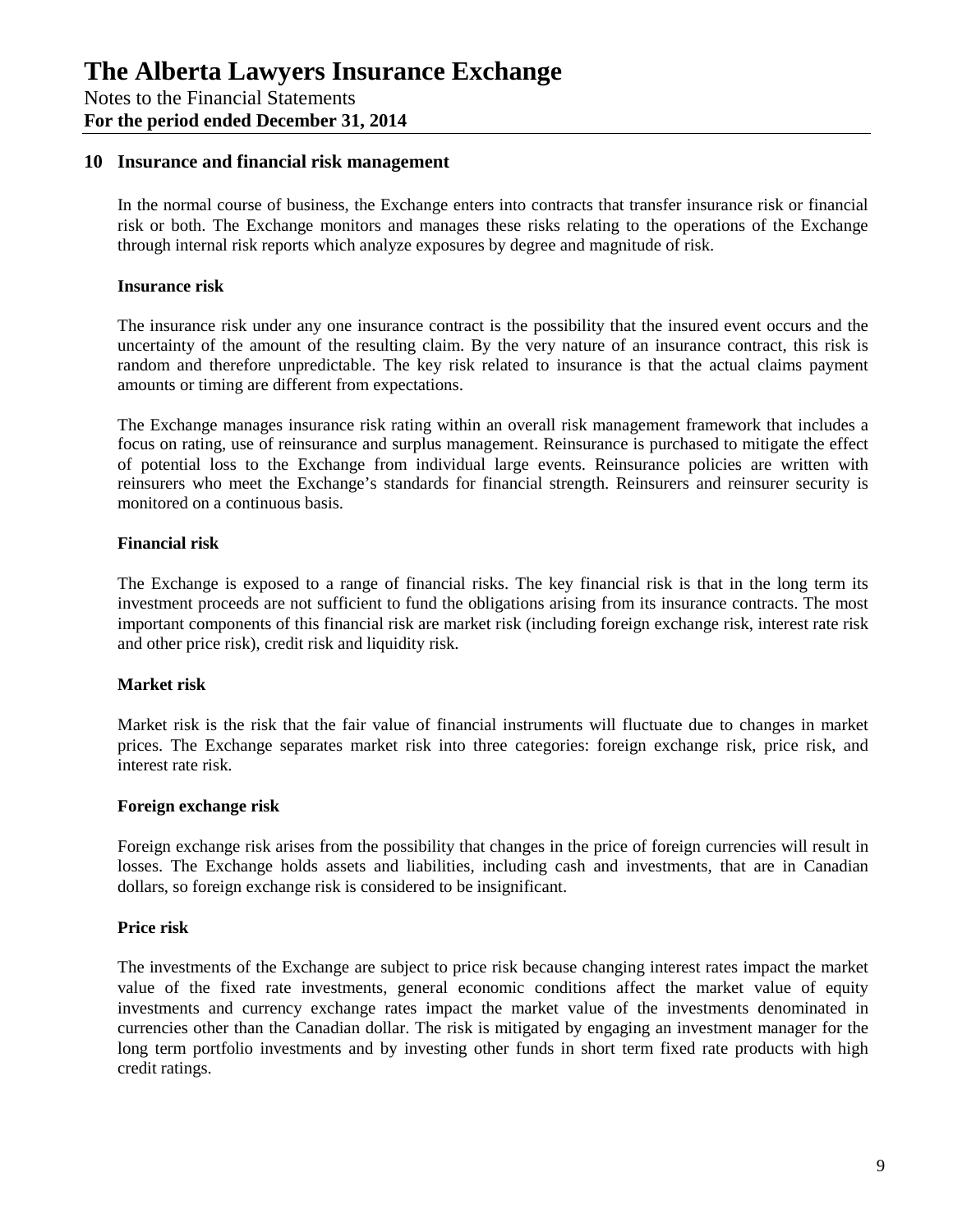## 10 Insurance and financial risk management

In the normal course of business, the Exchange enters into contracts that transfer insurance risk or financial risk or both. The Exchange monitors and manages these risks relating to the operations of the Exchange through internal risk reports which analyze exposures by degree and magnitude of risk.

### Insurance risk

The insurance risk under any one insurance contract is the possibility that the insured event occurs and the uncertainty of the amount of the resulting claim. By the very nature of an insurance contract, this risk is random and therefore unpredictable. The key risk related to insurance is that the actual claims payment amounts or timing are different from expectations.

The Exchange manages insurance risk rating within an overall risk management framework that includes a focus on rating, use of reinsurance and surplus management. Reinsurance is purchased to mitigate the effect of potential loss to the Exchange from individual large events. Reinsurance policies are written with reinsurers who meet the Exchange's standards for financial strength. Reinsurers and reinsurer security is monitored on a continuous basis.

### Financial risk

The Exchange is exposed to a range of financial risks. The key financial risk is that in the long term its investment proceeds are not sufficient to fund the obligations arising from its insurance contracts. The most important components of this financial risk are market risk (including foreign exchange risk, interest rate risk and other price risk), credit risk and liquidity risk.

### Market risk

Market risk is the risk that the fair value of financial instruments will fluctuate due to changes in market prices. The Exchange separates market risk into three categories: foreign exchange risk, price risk, and interest rate risk.

### Foreign exchange risk

Foreign exchange risk arises from the possibility that changes in the price of foreign currencies will result in losses. The Exchange holds assets and liabilities, including cash and investments, that are in Canadian dollars, so foreign exchange risk is considered to be insignificant.

### Price risk

The investments of the Exchange are subject to price risk because changing interest rates impact the market value of the fixed rate investments, general economic conditions affect the market value of equity investments and currency exchange rates impact the market value of the investments denominated in currencies other than the Canadian dollar. The risk is mitigated by engaging an investment manager for the long term portfolio investments and by investing other funds in short term fixed rate products with high credit ratings.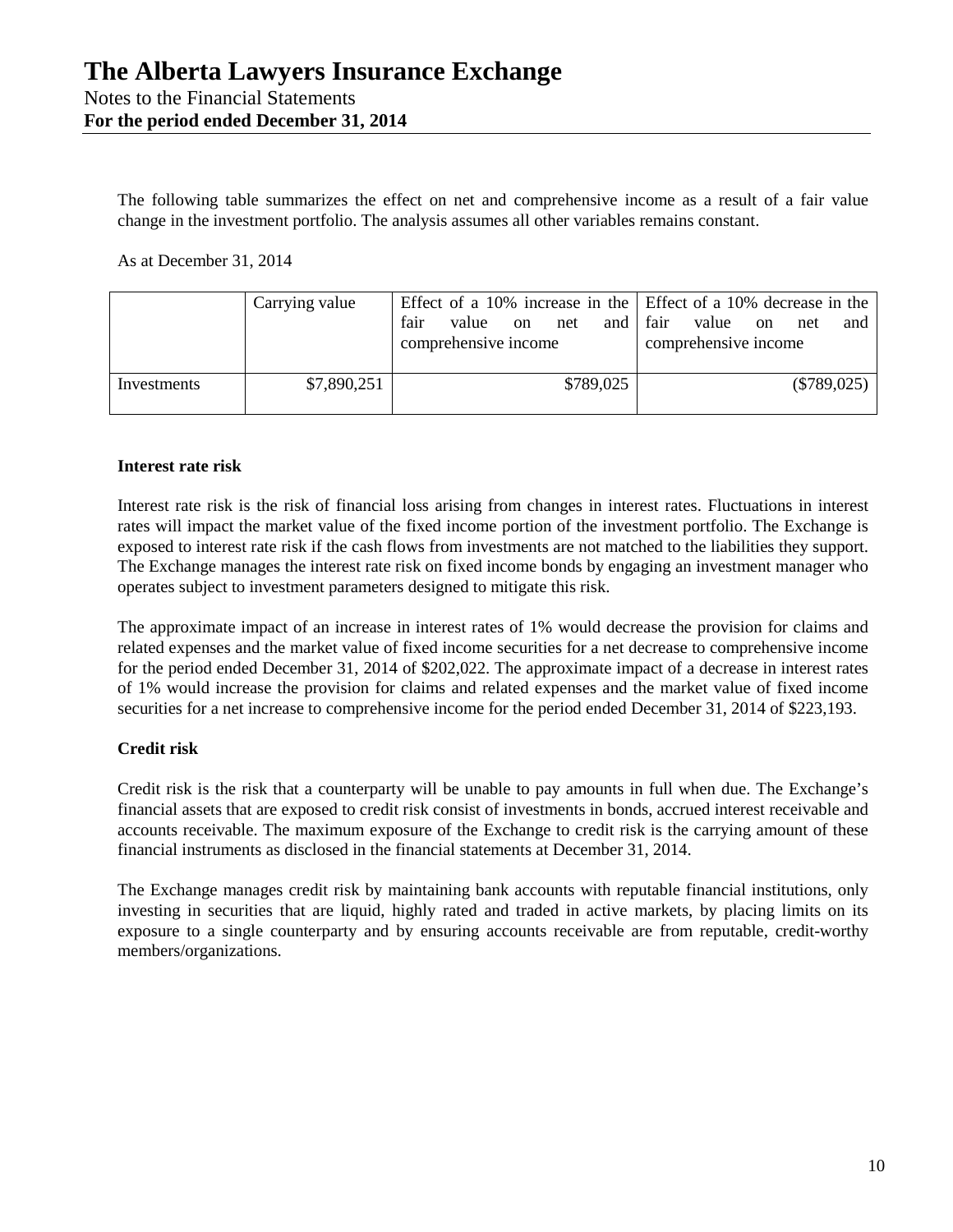The following table summarizes the effect on net and comprehensive income as a result of a fair value change in the investment portfolio. The analysis assumes all other variables remains constant.

As at December 31, 2014

| | Carrying value | Effect of a 10% increase in the fair value on net and comprehensive income | Effect of a 10% decrease in the fair value on net and comprehensive income |
|---|---|---|---|
| Investments | $7,890,251 | $789,025 | ($789,025) |

**Interest rate risk**

Interest rate risk is the risk of financial loss arising from changes in interest rates. Fluctuations in interest rates will impact the market value of the fixed income portion of the investment portfolio. The Exchange is exposed to interest rate risk if the cash flows from investments are not matched to the liabilities they support. The Exchange manages the interest rate risk on fixed income bonds by engaging an investment manager who operates subject to investment parameters designed to mitigate this risk.

The approximate impact of an increase in interest rates of 1% would decrease the provision for claims and related expenses and the market value of fixed income securities for a net decrease to comprehensive income for the period ended December 31, 2014 of $202,022. The approximate impact of a decrease in interest rates of 1% would increase the provision for claims and related expenses and the market value of fixed income securities for a net increase to comprehensive income for the period ended December 31, 2014 of $223,193.

**Credit risk**

Credit risk is the risk that a counterparty will be unable to pay amounts in full when due. The Exchange's financial assets that are exposed to credit risk consist of investments in bonds, accrued interest receivable and accounts receivable. The maximum exposure of the Exchange to credit risk is the carrying amount of these financial instruments as disclosed in the financial statements at December 31, 2014.

The Exchange manages credit risk by maintaining bank accounts with reputable financial institutions, only investing in securities that are liquid, highly rated and traded in active markets, by placing limits on its exposure to a single counterparty and by ensuring accounts receivable are from reputable, credit-worthy members/organizations.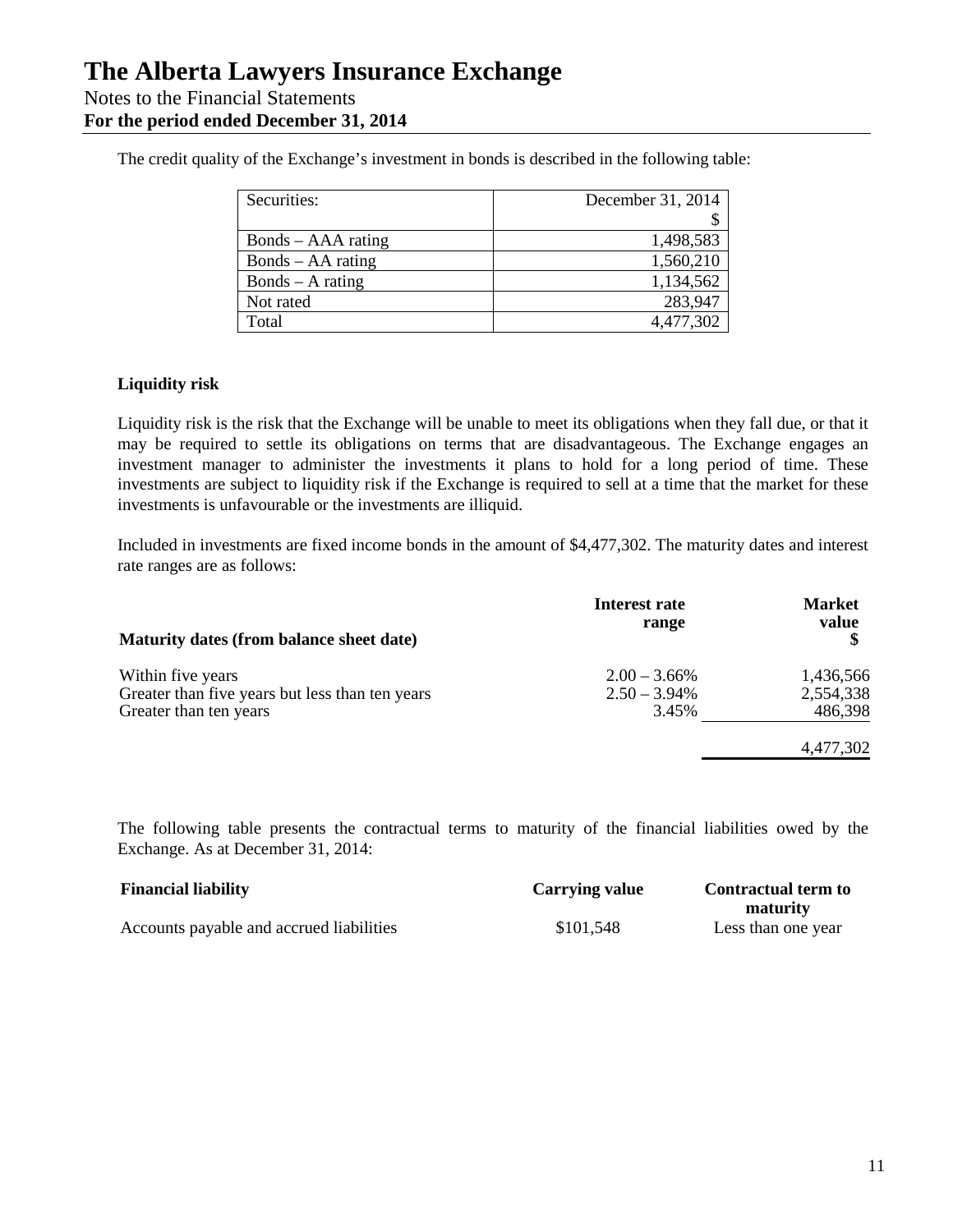The credit quality of the Exchange's investment in bonds is described in the following table:

| Securities: | December 31, 2014<br>$ |
|---|---|
| Bonds – AAA rating | 1,498,583 |
| Bonds – AA rating | 1,560,210 |
| Bonds – A rating | 1,134,562 |
| Not rated | 283,947 |
| Total | 4,477,302 |

**Liquidity risk**

Liquidity risk is the risk that the Exchange will be unable to meet its obligations when they fall due, or that it may be required to settle its obligations on terms that are disadvantageous. The Exchange engages an investment manager to administer the investments it plans to hold for a long period of time. These investments are subject to liquidity risk if the Exchange is required to sell at a time that the market for these investments is unfavourable or the investments are illiquid.

Included in investments are fixed income bonds in the amount of $4,477,302. The maturity dates and interest rate ranges are as follows:

| Maturity dates (from balance sheet date) | Interest rate range | Market value<br>$ |
|---|---|---|
| Within five years | 2.00 – 3.66% | 1,436,566 |
| Greater than five years but less than ten years | 2.50 – 3.94% | 2,554,338 |
| Greater than ten years | 3.45% | 486,398 |
| | | 4,477,302 |

The following table presents the contractual terms to maturity of the financial liabilities owed by the Exchange. As at December 31, 2014:

| Financial liability | Carrying value | Contractual term to maturity |
|---|---|---|
| Accounts payable and accrued liabilities | $101,548 | Less than one year |